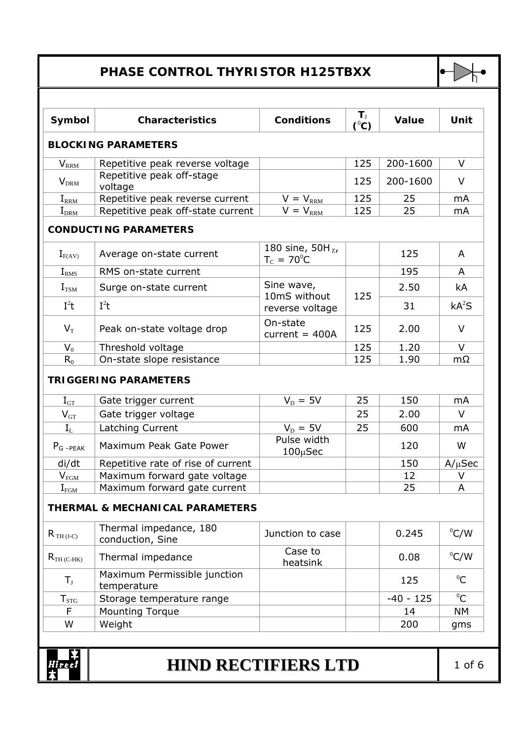# PHASE CONTROL THYRISTOR H125TBXX

| Symbol | Characteristics | Conditions | $T_J$ ($^0C$) | Value | Unit |
|---|---|---|---|---|---|
| **BLOCKING PARAMETERS** | | | | | |
| $V_{RRM}$ | Repetitive peak reverse voltage | | 125 | 200-1600 | V |
| $V_{DRM}$ | Repetitive peak off-stage voltage | | 125 | 200-1600 | V |
| $I_{RRM}$ | Repetitive peak reverse current | $V = V_{RRM}$ | 125 | 25 | mA |
| $I_{DRM}$ | Repetitive peak off-state current | $V = V_{RRM}$ | 125 | 25 | mA |
| **CONDUCTING PARAMETERS** | | | | | |
| $I_{F(AV)}$ | Average on-state current | 180 sine, 50Hz, $T_C = 70^0C$ | | 125 | A |
| $I_{RMS}$ | RMS on-state current | | | 195 | A |
| $I_{TSM}$ | Surge on-state current | Sine wave, 10mS without reverse voltage | 125 | 2.50 | kA |
| $I^2t$ | $I^2t$ | | | 31 | $kA^2S$ |
| $V_T$ | Peak on-state voltage drop | On-state current = 400A | 125 | 2.00 | V |
| $V_0$ | Threshold voltage | | 125 | 1.20 | V |
| $R_0$ | On-state slope resistance | | 125 | 1.90 | mΩ |
| **TRIGGERING PARAMETERS** | | | | | |
| $I_{GT}$ | Gate trigger current | $V_D = 5V$ | 25 | 150 | mA |
| $V_{GT}$ | Gate trigger voltage | | 25 | 2.00 | V |
| $I_L$ | Latching Current | $V_D = 5V$ | 25 | 600 | mA |
| $P_{G-PEAK}$ | Maximum Peak Gate Power | Pulse width 100μSec | | 120 | W |
| di/dt | Repetitive rate of rise of current | | | 150 | A/μSec |
| $V_{FGM}$ | Maximum forward gate voltage | | | 12 | V |
| $I_{FGM}$ | Maximum forward gate current | | | 25 | A |
| **THERMAL & MECHANICAL PARAMETERS** | | | | | |
| $R_{TH (J-C)}$ | Thermal impedance, 180 conduction, Sine | Junction to case | | 0.245 | $^0C/W$ |
| $R_{TH (C-HK)}$ | Thermal impedance | Case to heatsink | | 0.08 | $^0C/W$ |
| $T_J$ | Maximum Permissible junction temperature | | | 125 | $^0C$ |
| $T_{STG}$ | Storage temperature range | | | -40 - 125 | $^0C$ |
| F | Mounting Torque | | | 14 | NM |
| W | Weight | | | 200 | gms |

**HIND RECTIFIERS LTD**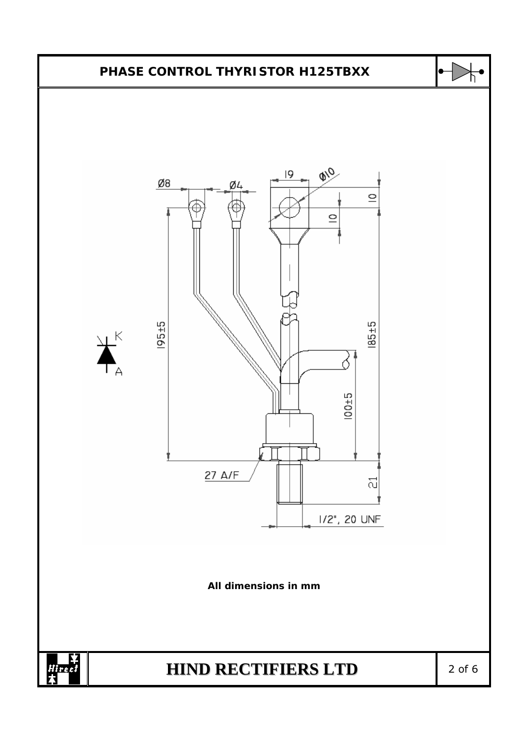# PHASE CONTROL THYRISTOR H125TBXX

Ø8 Ø4 19 Ø10

10 10

195±5 185±5

K A

100±5

27 A/F 21

1/2", 20 UNF

**All dimensions in mm**

# HIND RECTIFIERS LTD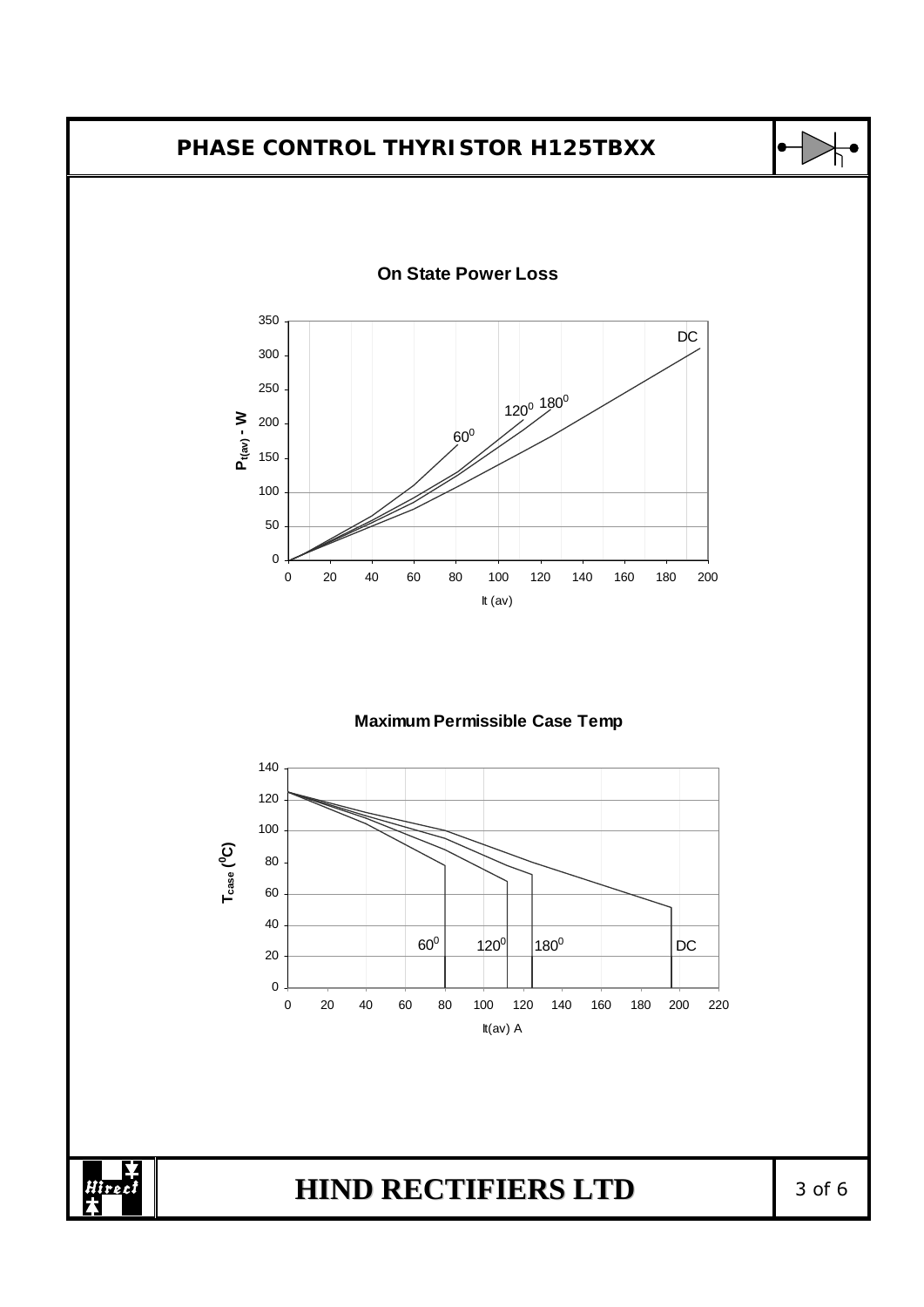# PHASE CONTROL THYRISTOR H125TBXX

**On State Power Loss**

$P_{t(av)}$ - W

It (av)

60⁰, 120⁰, 180⁰, DC

**Maximum Permissible Case Temp**

$T_{case}$ ($^0$C)

It(av) A

$60^0$ $120^0$ $180^0$ DC

# HIND RECTIFIERS LTD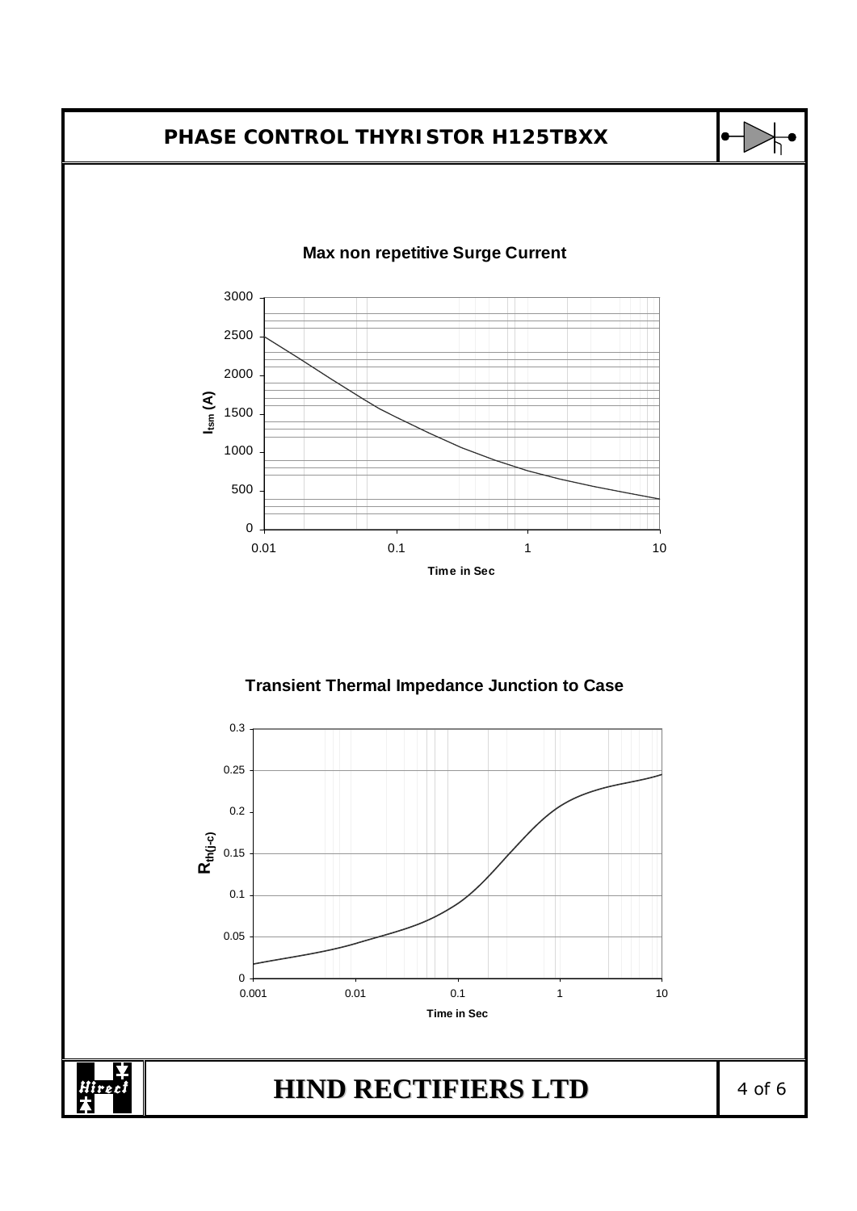## Max non repetitive Surge Current

$I_{tsm}$ (A)

3000
2500
2000
1500
1000
500
0

0.01 0.1 1 10

Time in Sec

## Transient Thermal Impedance Junction to Case

$R_{th(j-c)}$

0.3
0.25
0.2
0.15
0.1
0.05
0

0.001 0.01 0.1 1 10

Time in Sec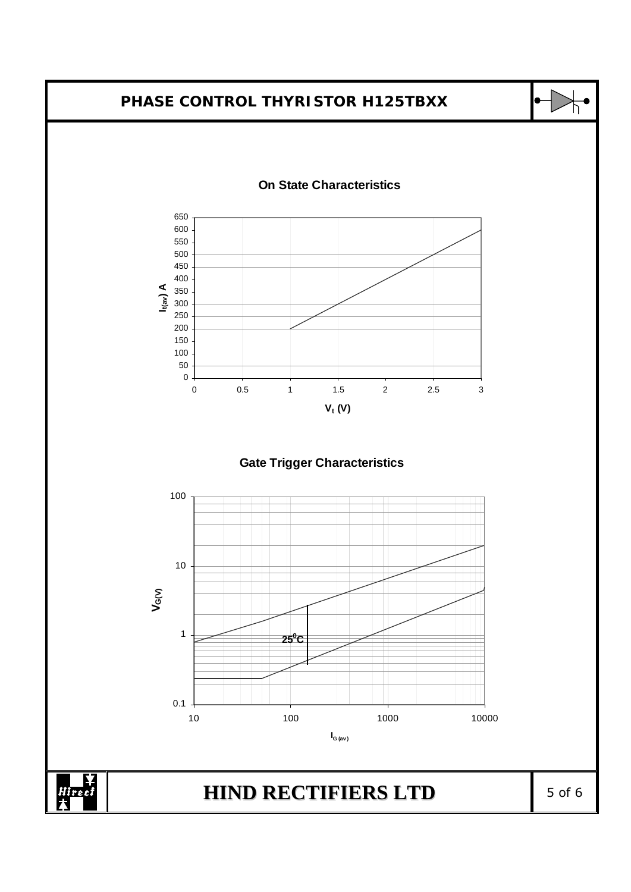# PHASE CONTROL THYRISTOR H125TBXX

## On State Characteristics

$I_{t(av)}$ A (0 – 650) vs. $V_t$ (V) (0 – 3)

## Gate Trigger Characteristics

$V_{G(V)}$ (0.1 – 100) vs. $I_{G(av)}$ (10 – 10000)

$25^0$C

**HIND RECTIFIERS LTD**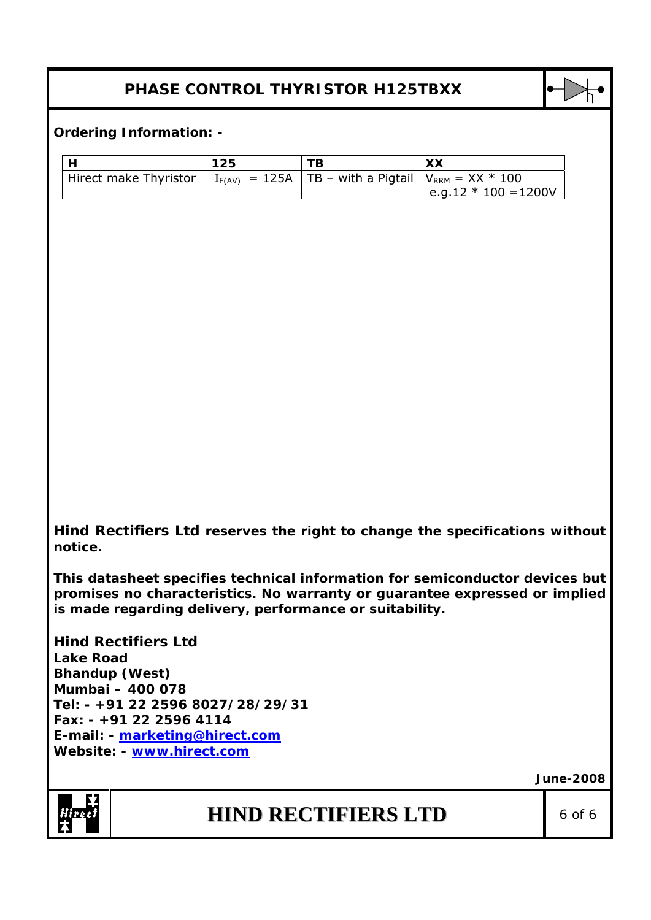**Ordering Information: -**

| H | 125 | TB | XX |
|---|---|---|---|
| Hirect make Thyristor | $I_{F(AV)}$ = 125A | TB – with a Pigtail | $V_{RRM}$ = XX * 100 e.g.12 * 100 =1200V |

**Hind Rectifiers Ltd reserves the right to change the specifications without notice.**

**This datasheet specifies technical information for semiconductor devices but promises no characteristics. No warranty or guarantee expressed or implied is made regarding delivery, performance or suitability.**

**Hind Rectifiers Ltd**
**Lake Road**
**Bhandup (West)**
**Mumbai – 400 078**
**Tel: - +91 22 2596 8027/28/29/31**
**Fax: - +91 22 2596 4114**
**E-mail: - marketing@hirect.com**
**Website: - www.hirect.com**

**June-2008**